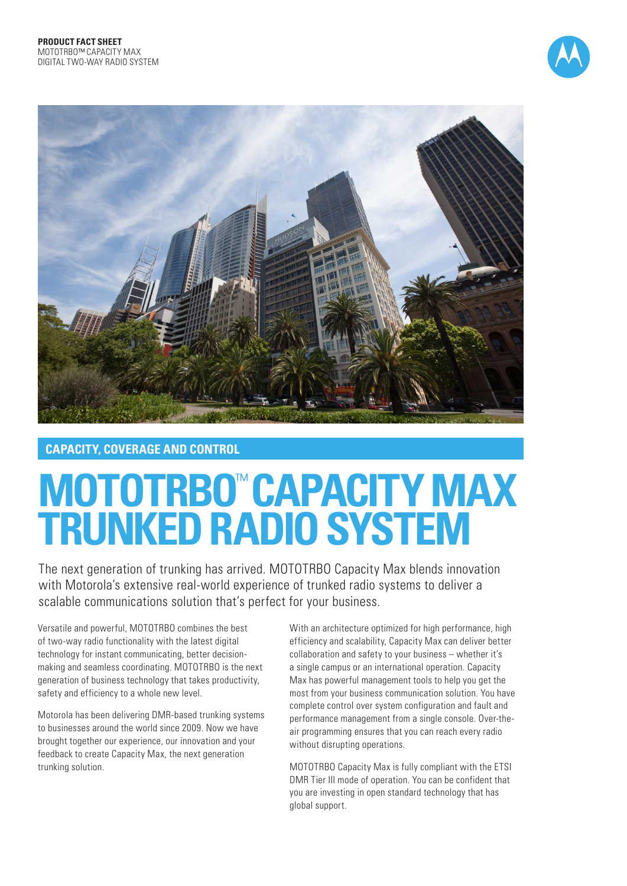**PRODUCT FACT SHEET**
MOTOTRBO™ CAPACITY MAX
DIGITAL TWO-WAY RADIO SYSTEM

## CAPACITY, COVERAGE AND CONTROL

# MOTOTRBO™ CAPACITY MAX TRUNKED RADIO SYSTEM

The next generation of trunking has arrived. MOTOTRBO Capacity Max blends innovation with Motorola's extensive real-world experience of trunked radio systems to deliver a scalable communications solution that's perfect for your business.

Versatile and powerful, MOTOTRBO combines the best of two-way radio functionality with the latest digital technology for instant communicating, better decision-making and seamless coordinating. MOTOTRBO is the next generation of business technology that takes productivity, safety and efficiency to a whole new level.

Motorola has been delivering DMR-based trunking systems to businesses around the world since 2009. Now we have brought together our experience, our innovation and your feedback to create Capacity Max, the next generation trunking solution.

With an architecture optimized for high performance, high efficiency and scalability, Capacity Max can deliver better collaboration and safety to your business – whether it's a single campus or an international operation. Capacity Max has powerful management tools to help you get the most from your business communication solution. You have complete control over system configuration and fault and performance management from a single console. Over-the-air programming ensures that you can reach every radio without disrupting operations.

MOTOTRBO Capacity Max is fully compliant with the ETSI DMR Tier III mode of operation. You can be confident that you are investing in open standard technology that has global support.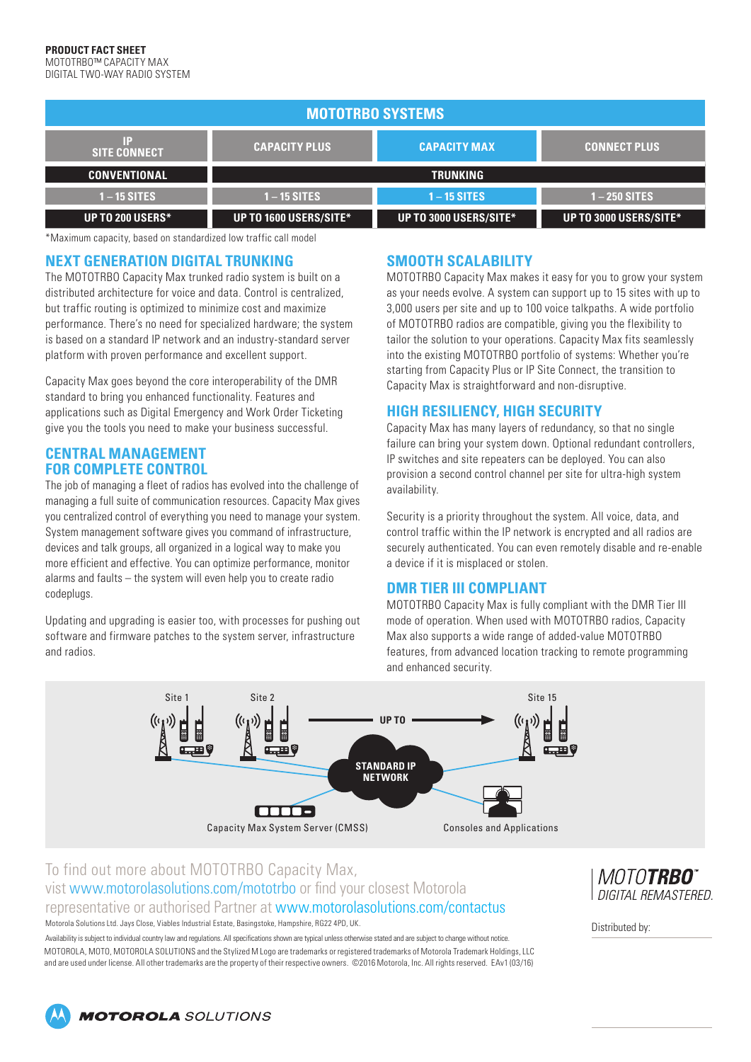**PRODUCT FACT SHEET**
MOTOTRBO™ CAPACITY MAX
DIGITAL TWO-WAY RADIO SYSTEM

| MOTOTRBO SYSTEMS | | | |
|---|---|---|---|
| IP SITE CONNECT | CAPACITY PLUS | CAPACITY MAX | CONNECT PLUS |
| CONVENTIONAL | TRUNKING | | |
| 1 – 15 SITES | 1 – 15 SITES | 1 – 15 SITES | 1 – 250 SITES |
| UP TO 200 USERS* | UP TO 1600 USERS/SITE* | UP TO 3000 USERS/SITE* | UP TO 3000 USERS/SITE* |

*Maximum capacity, based on standardized low traffic call model

## NEXT GENERATION DIGITAL TRUNKING

The MOTOTRBO Capacity Max trunked radio system is built on a distributed architecture for voice and data. Control is centralized, but traffic routing is optimized to minimize cost and maximize performance. There's no need for specialized hardware; the system is based on a standard IP network and an industry-standard server platform with proven performance and excellent support.

Capacity Max goes beyond the core interoperability of the DMR standard to bring you enhanced functionality. Features and applications such as Digital Emergency and Work Order Ticketing give you the tools you need to make your business successful.

## CENTRAL MANAGEMENT FOR COMPLETE CONTROL

The job of managing a fleet of radios has evolved into the challenge of managing a full suite of communication resources. Capacity Max gives you centralized control of everything you need to manage your system. System management software gives you command of infrastructure, devices and talk groups, all organized in a logical way to make you more efficient and effective. You can optimize performance, monitor alarms and faults – the system will even help you to create radio codeplugs.

Updating and upgrading is easier too, with processes for pushing out software and firmware patches to the system server, infrastructure and radios.

## SMOOTH SCALABILITY

MOTOTRBO Capacity Max makes it easy for you to grow your system as your needs evolve. A system can support up to 15 sites with up to 3,000 users per site and up to 100 voice talkpaths. A wide portfolio of MOTOTRBO radios are compatible, giving you the flexibility to tailor the solution to your operations. Capacity Max fits seamlessly into the existing MOTOTRBO portfolio of systems: Whether you're starting from Capacity Plus or IP Site Connect, the transition to Capacity Max is straightforward and non-disruptive.

## HIGH RESILIENCY, HIGH SECURITY

Capacity Max has many layers of redundancy, so that no single failure can bring your system down. Optional redundant controllers, IP switches and site repeaters can be deployed. You can also provision a second control channel per site for ultra-high system availability.

Security is a priority throughout the system. All voice, data, and control traffic within the IP network is encrypted and all radios are securely authenticated. You can even remotely disable and re-enable a device if it is misplaced or stolen.

## DMR TIER III COMPLIANT

MOTOTRBO Capacity Max is fully compliant with the DMR Tier III mode of operation. When used with MOTOTRBO radios, Capacity Max also supports a wide range of added-value MOTOTRBO features, from advanced location tracking to remote programming and enhanced security.

Site 1
Site 2
UP TO
Site 15
STANDARD IP NETWORK
Capacity Max System Server (CMSS)
Consoles and Applications

To find out more about MOTOTRBO Capacity Max, visit www.motorolasolutions.com/mototrbo or find your closest Motorola representative or authorised Partner at www.motorolasolutions.com/contactus

Motorola Solutions Ltd. Jays Close, Viables Industrial Estate, Basingstoke, Hampshire, RG22 4PD, UK.

Availability is subject to individual country law and regulations. All specifications shown are typical unless otherwise stated and are subject to change without notice.
MOTOROLA, MOTO, MOTOROLA SOLUTIONS and the Stylized M Logo are trademarks or registered trademarks of Motorola Trademark Holdings, LLC and are used under license. All other trademarks are the property of their respective owners. ©2016 Motorola, Inc. All rights reserved. EAv1 (03/16)

MOTOTRBO™ DIGITAL REMASTERED.

Distributed by:

MOTOROLA SOLUTIONS